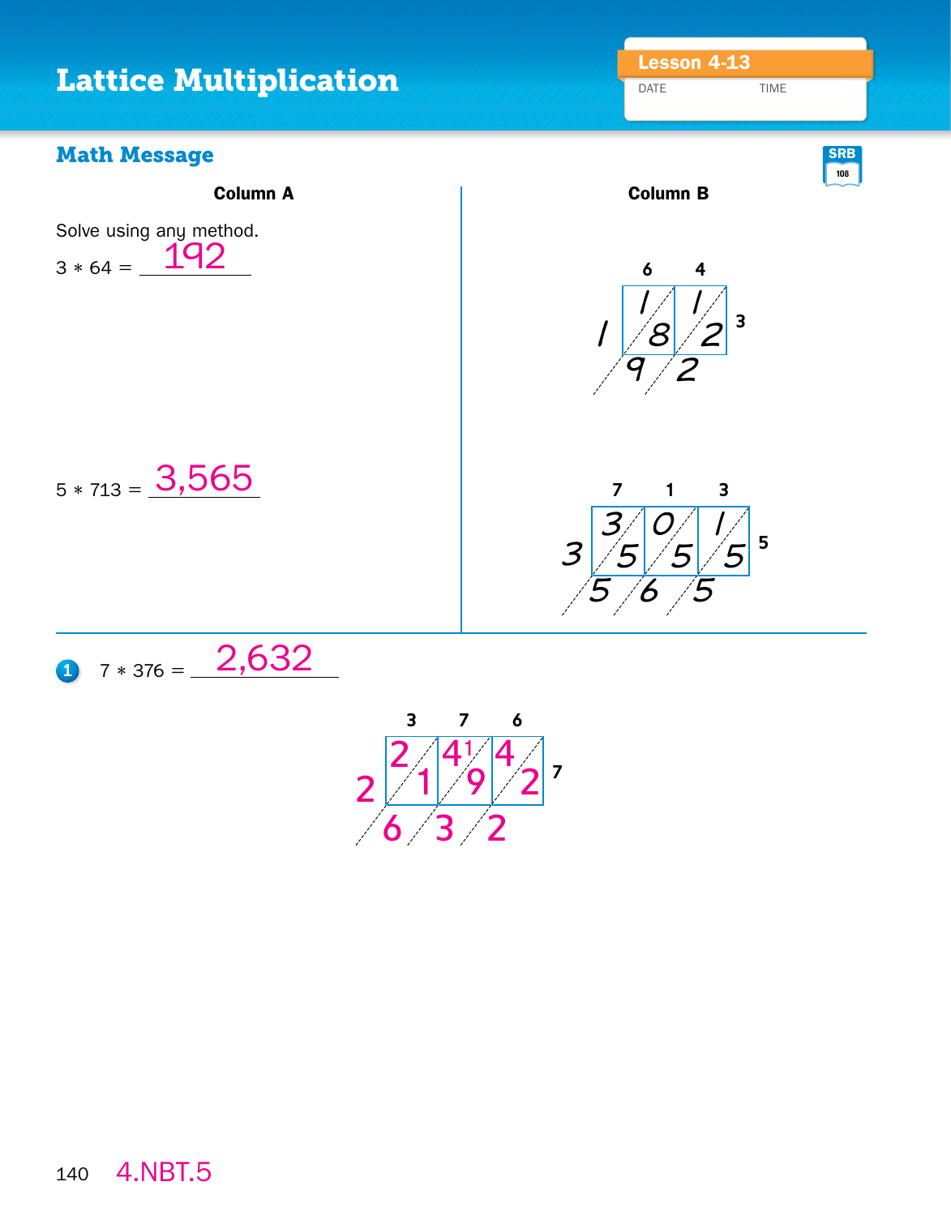# Lattice Multiplication

**Lesson 4-13**

DATE TIME

## Math Message

SRB 108

| Column A | Column B |
| --- | --- |
| Solve using any method. | |
| 3 * 64 = 192 | Lattice: 6 4 across the top, 3 on the right; cells 1/8, 1/2; diagonal sums 1, 9, 2 |
| 5 * 713 = 3,565 | Lattice: 7 1 3 across the top, 5 on the right; cells 3/5, 0/5, 1/5; diagonal sums 3, 5, 6, 5 |

**1** 7 * 376 = 2,632

Lattice: 3 7 6 across the top, 7 on the right; cells 2/1, 4/9, 4/2; diagonal sums 2, 6, 3, 2 (with a carried 1)

4.NBT.5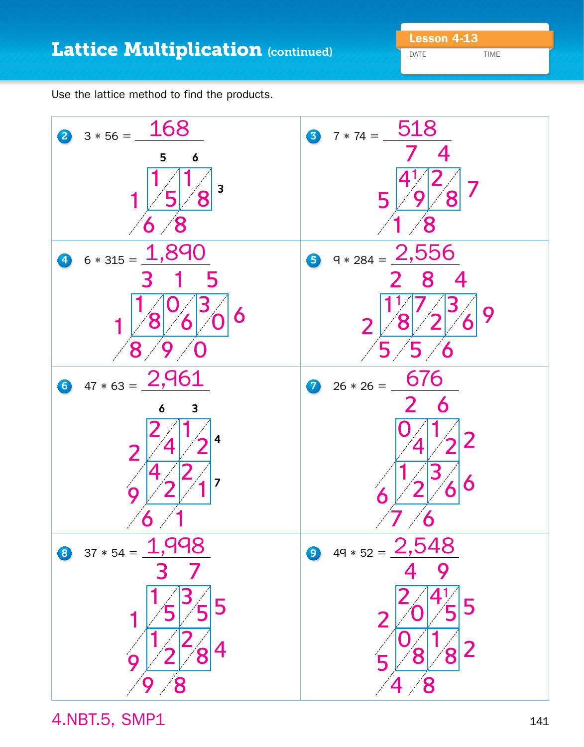# Lattice Multiplication (continued)

Lesson 4-13

DATE TIME

Use the lattice method to find the products.

2. 3 * 56 = 168

3. 7 * 74 = 518

4. 6 * 315 = 1,890

5. 9 * 284 = 2,556

6. 47 * 63 = 2,961

7. 26 * 26 = 676

8. 37 * 54 = 1,998

9. 49 * 52 = 2,548

4.NBT.5, SMP1